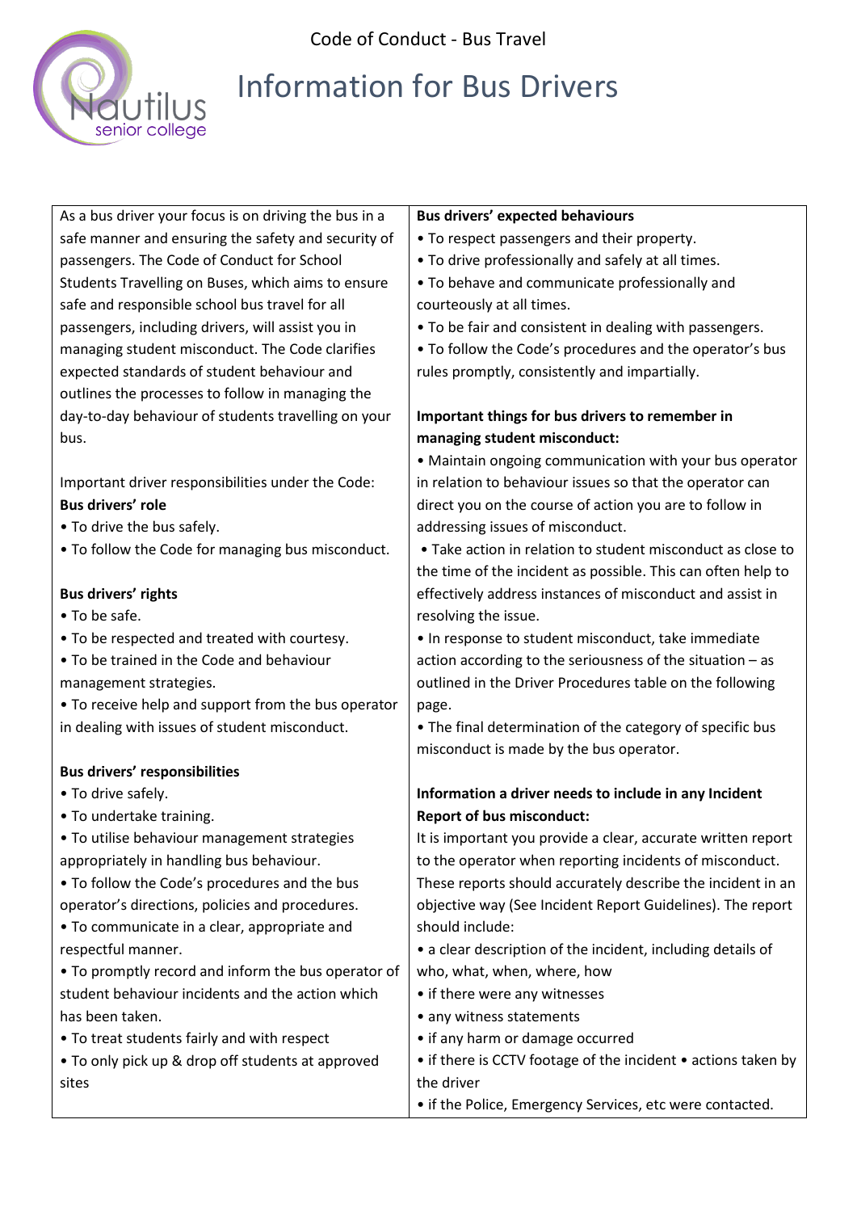Code of Conduct - Bus Travel

# Information for Bus Drivers

As a bus driver your focus is on driving the bus in a safe manner and ensuring the safety and security of passengers. The Code of Conduct for School Students Travelling on Buses, which aims to ensure safe and responsible school bus travel for all passengers, including drivers, will assist you in managing student misconduct. The Code clarifies expected standards of student behaviour and outlines the processes to follow in managing the day-to-day behaviour of students travelling on your bus.

Important driver responsibilities under the Code:

**Bus drivers' role**

- To drive the bus safely.
- To follow the Code for managing bus misconduct.

**Bus drivers' rights**

- To be safe.
- To be respected and treated with courtesy.
- To be trained in the Code and behaviour management strategies.
- To receive help and support from the bus operator in dealing with issues of student misconduct.

**Bus drivers' responsibilities**

- To drive safely.
- To undertake training.
- To utilise behaviour management strategies appropriately in handling bus behaviour.
- To follow the Code's procedures and the bus operator's directions, policies and procedures.
- To communicate in a clear, appropriate and respectful manner.
- To promptly record and inform the bus operator of student behaviour incidents and the action which has been taken.
- To treat students fairly and with respect
- To only pick up & drop off students at approved sites

**Bus drivers' expected behaviours**

- To respect passengers and their property.
- To drive professionally and safely at all times.
- To behave and communicate professionally and courteously at all times.
- To be fair and consistent in dealing with passengers.
- To follow the Code's procedures and the operator's bus rules promptly, consistently and impartially.

**Important things for bus drivers to remember in managing student misconduct:**

- Maintain ongoing communication with your bus operator in relation to behaviour issues so that the operator can direct you on the course of action you are to follow in addressing issues of misconduct.
- Take action in relation to student misconduct as close to the time of the incident as possible. This can often help to effectively address instances of misconduct and assist in resolving the issue.
- In response to student misconduct, take immediate action according to the seriousness of the situation – as outlined in the Driver Procedures table on the following page.
- The final determination of the category of specific bus misconduct is made by the bus operator.

**Information a driver needs to include in any Incident Report of bus misconduct:**

It is important you provide a clear, accurate written report to the operator when reporting incidents of misconduct. These reports should accurately describe the incident in an objective way (See Incident Report Guidelines). The report should include:

- a clear description of the incident, including details of who, what, when, where, how
- if there were any witnesses
- any witness statements
- if any harm or damage occurred
- if there is CCTV footage of the incident
- actions taken by the driver
- if the Police, Emergency Services, etc were contacted.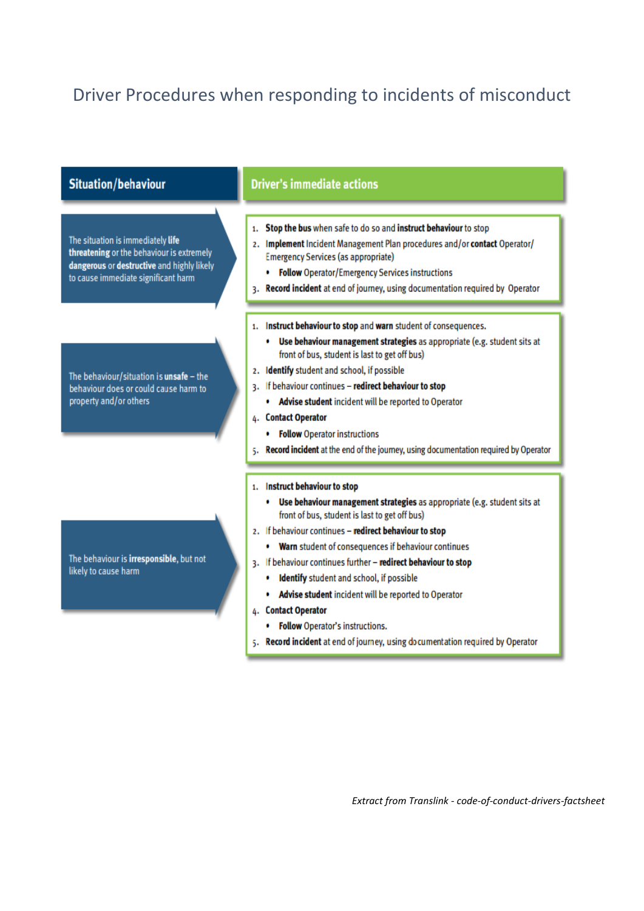# Driver Procedures when responding to incidents of misconduct

| Situation/behaviour | Driver's immediate actions |
| --- | --- |
| The situation is immediately **life threatening** or the behaviour is extremely **dangerous** or **destructive** and highly likely to cause immediate significant harm | 1. **Stop the bus** when safe to do so and **instruct behaviour** to stop<br>2. **Implement** Incident Management Plan procedures and/or **contact** Operator/ Emergency Services (as appropriate)<br>• **Follow** Operator/Emergency Services instructions<br>3. **Record incident** at end of journey, using documentation required by Operator |
| The behaviour/situation is **unsafe** – the behaviour does or could cause harm to property and/or others | 1. **Instruct behaviour to stop** and **warn** student of consequences.<br>• **Use behaviour management strategies** as appropriate (e.g. student sits at front of bus, student is last to get off bus)<br>2. **Identify** student and school, if possible<br>3. If behaviour continues – **redirect behaviour to stop**<br>• **Advise student** incident will be reported to Operator<br>4. **Contact Operator**<br>• **Follow** Operator instructions<br>5. **Record incident** at the end of the journey, using documentation required by Operator |
| The behaviour is **irresponsible**, but not likely to cause harm | 1. **Instruct behaviour to stop**<br>• **Use behaviour management strategies** as appropriate (e.g. student sits at front of bus, student is last to get off bus)<br>2. If behaviour continues – **redirect behaviour to stop**<br>• **Warn** student of consequences if behaviour continues<br>3. If behaviour continues further – **redirect behaviour to stop**<br>• **Identify** student and school, if possible<br>• **Advise student** incident will be reported to Operator<br>4. **Contact Operator**<br>• **Follow** Operator's instructions.<br>5. **Record incident** at end of journey, using documentation required by Operator |

*Extract from Translink - code-of-conduct-drivers-factsheet*